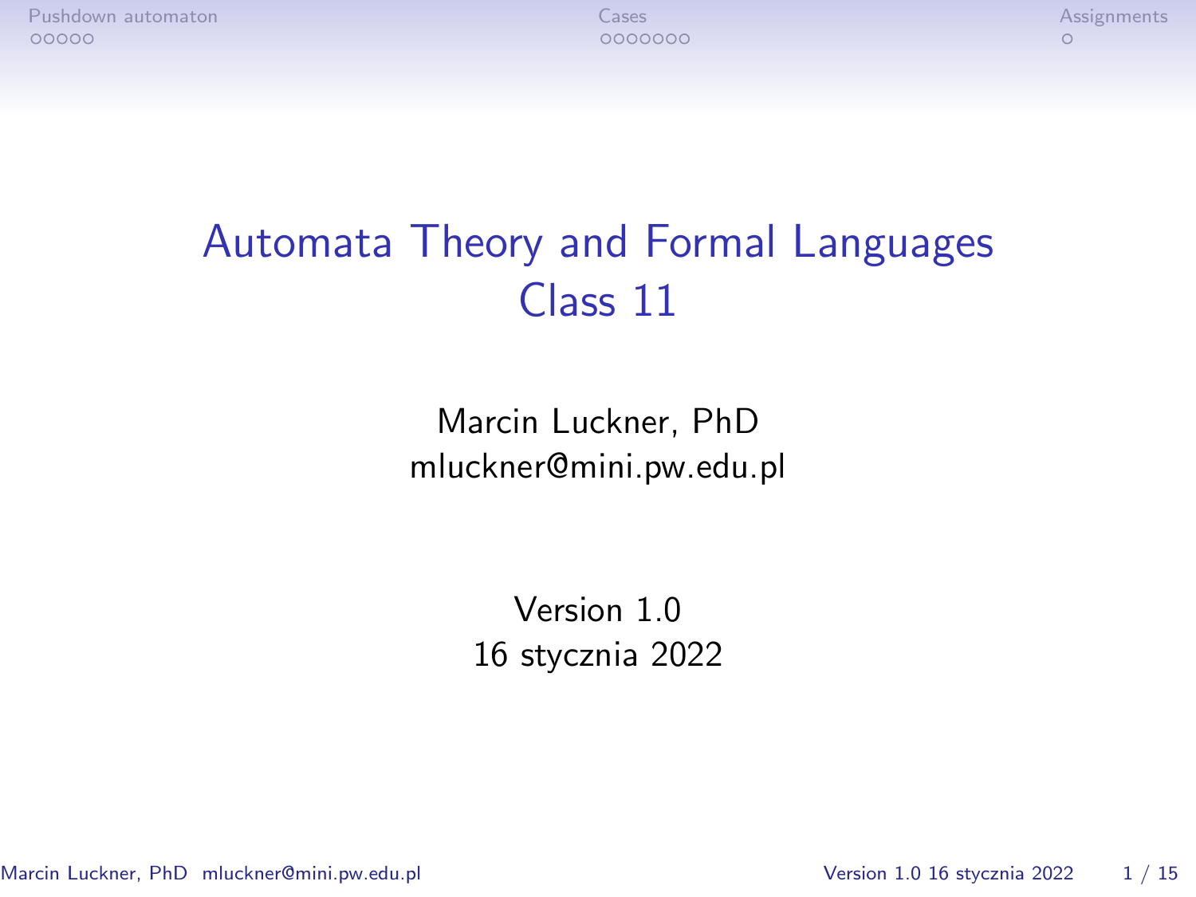# Automata Theory and Formal Languages
## Class 11

Marcin Luckner, PhD
mluckner@mini.pw.edu.pl

Version 1.0
16 stycznia 2022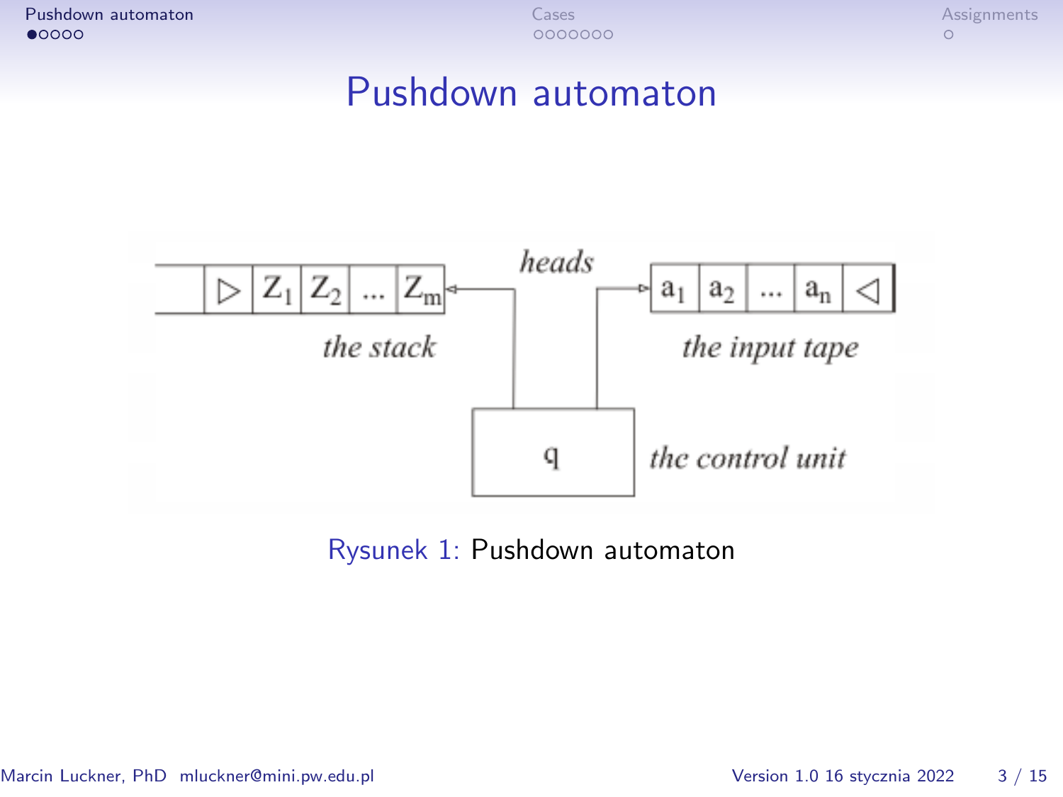# Pushdown automaton

heads

| ▷ | $Z_1$ | $Z_2$ | ... | $Z_m$ |
|---|---|---|---|---|

the stack

| $a_1$ | $a_2$ | ... | $a_n$ | ◁ |
|---|---|---|---|---|

the input tape

q

the control unit

Rysunek 1: Pushdown automaton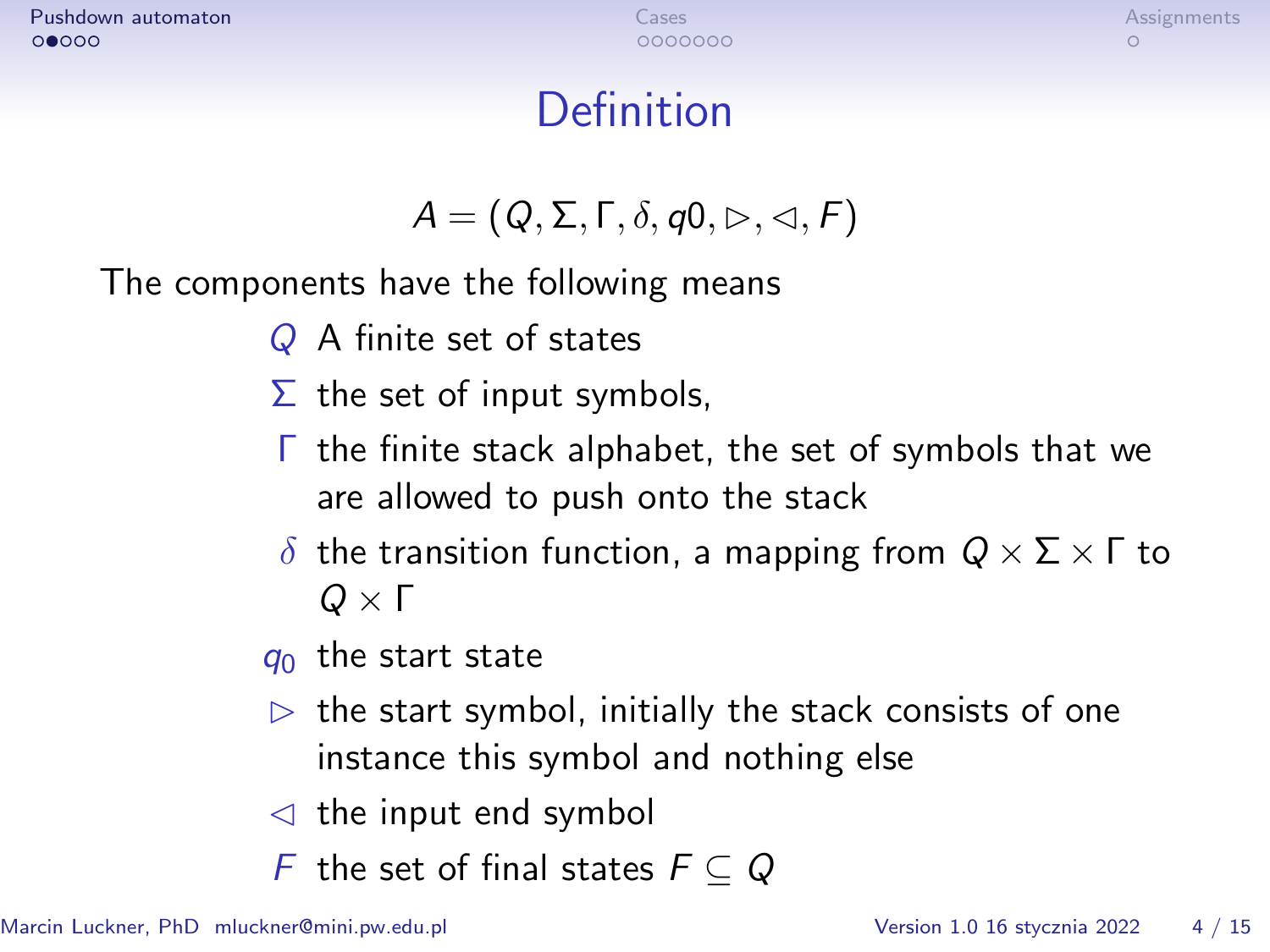# Definition

$$A = (Q, \Sigma, \Gamma, \delta, q0, \triangleright, \triangleleft, F)$$

The components have the following means

- $Q$ A finite set of states
- $\Sigma$ the set of input symbols,
- $\Gamma$ the finite stack alphabet, the set of symbols that we are allowed to push onto the stack
- $\delta$ the transition function, a mapping from $Q \times \Sigma \times \Gamma$ to $Q \times \Gamma$
- $q_0$ the start state
- $\triangleright$ the start symbol, initially the stack consists of one instance this symbol and nothing else
- $\triangleleft$ the input end symbol
- $F$ the set of final states $F \subseteq Q$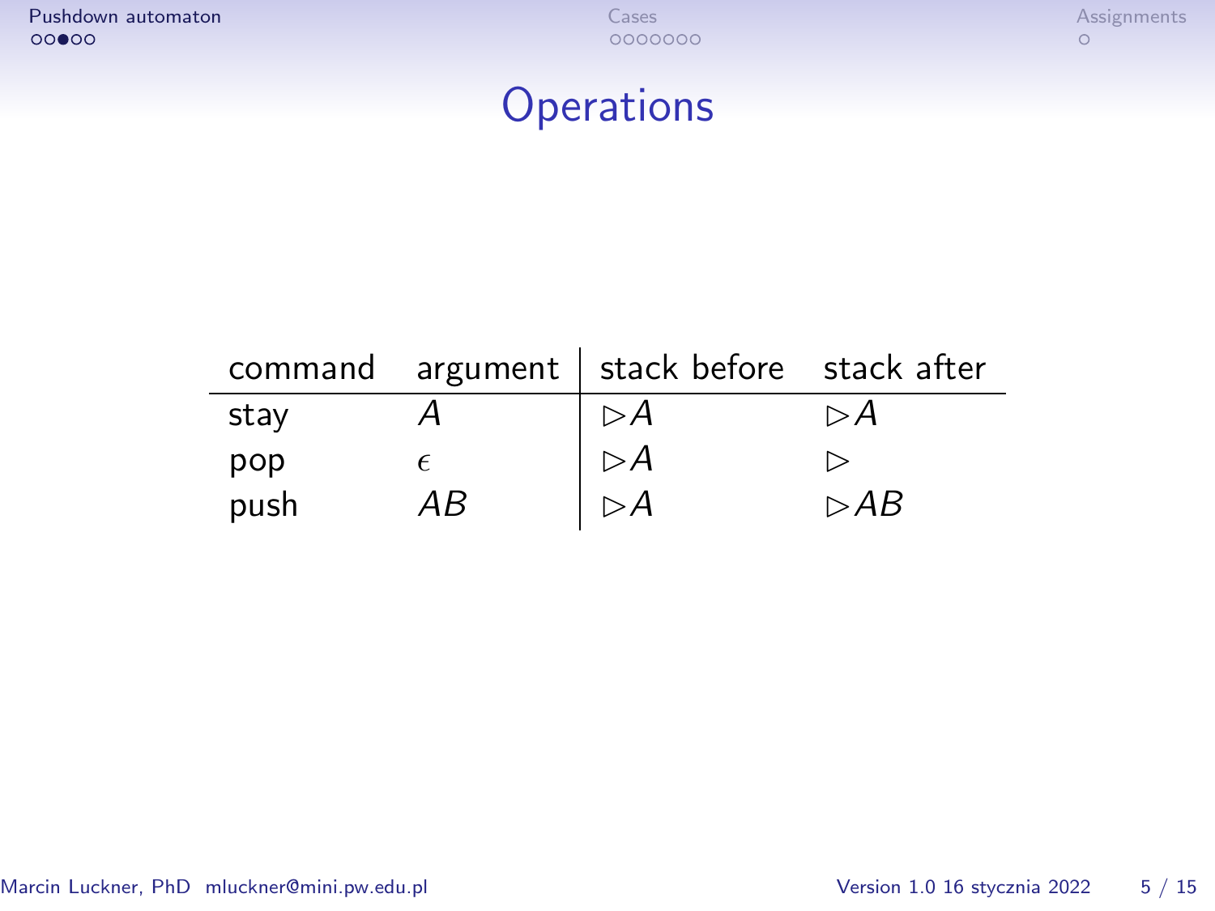# Operations

| command | argument | stack before | stack after |
|---|---|---|---|
| stay | $A$ | $\triangleright A$ | $\triangleright A$ |
| pop | $\epsilon$ | $\triangleright A$ | $\triangleright$ |
| push | $AB$ | $\triangleright A$ | $\triangleright AB$ |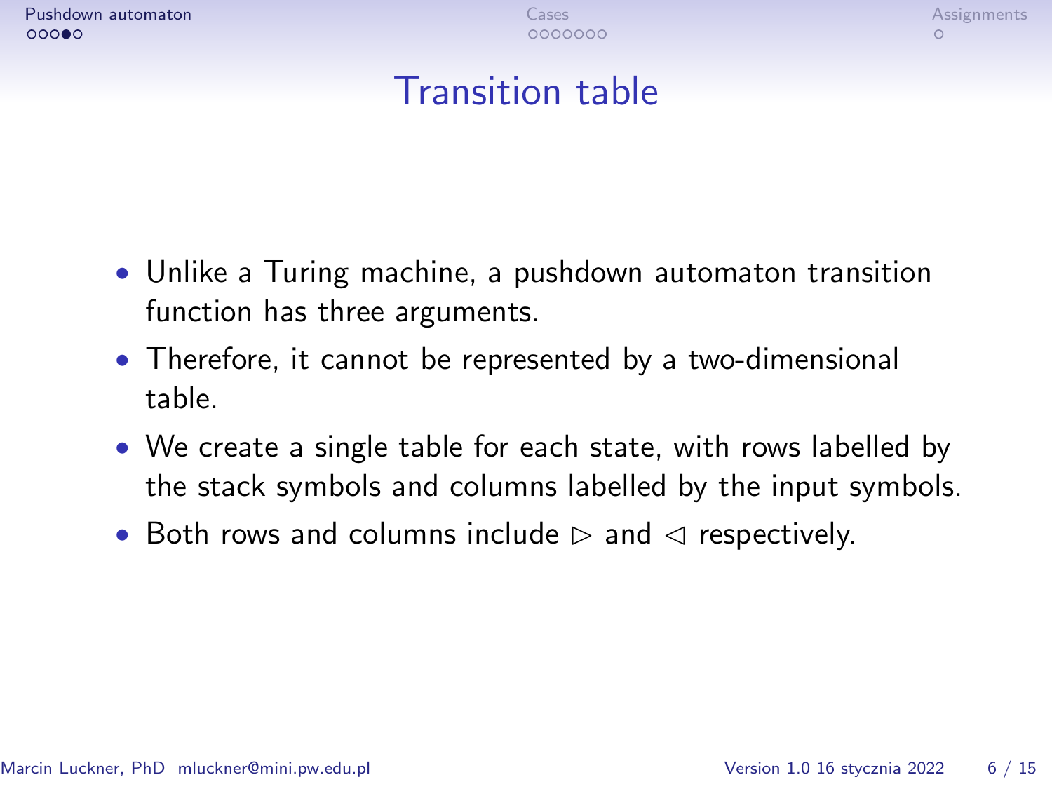# Transition table

- Unlike a Turing machine, a pushdown automaton transition function has three arguments.
- Therefore, it cannot be represented by a two-dimensional table.
- We create a single table for each state, with rows labelled by the stack symbols and columns labelled by the input symbols.
- Both rows and columns include $\triangleright$ and $\triangleleft$ respectively.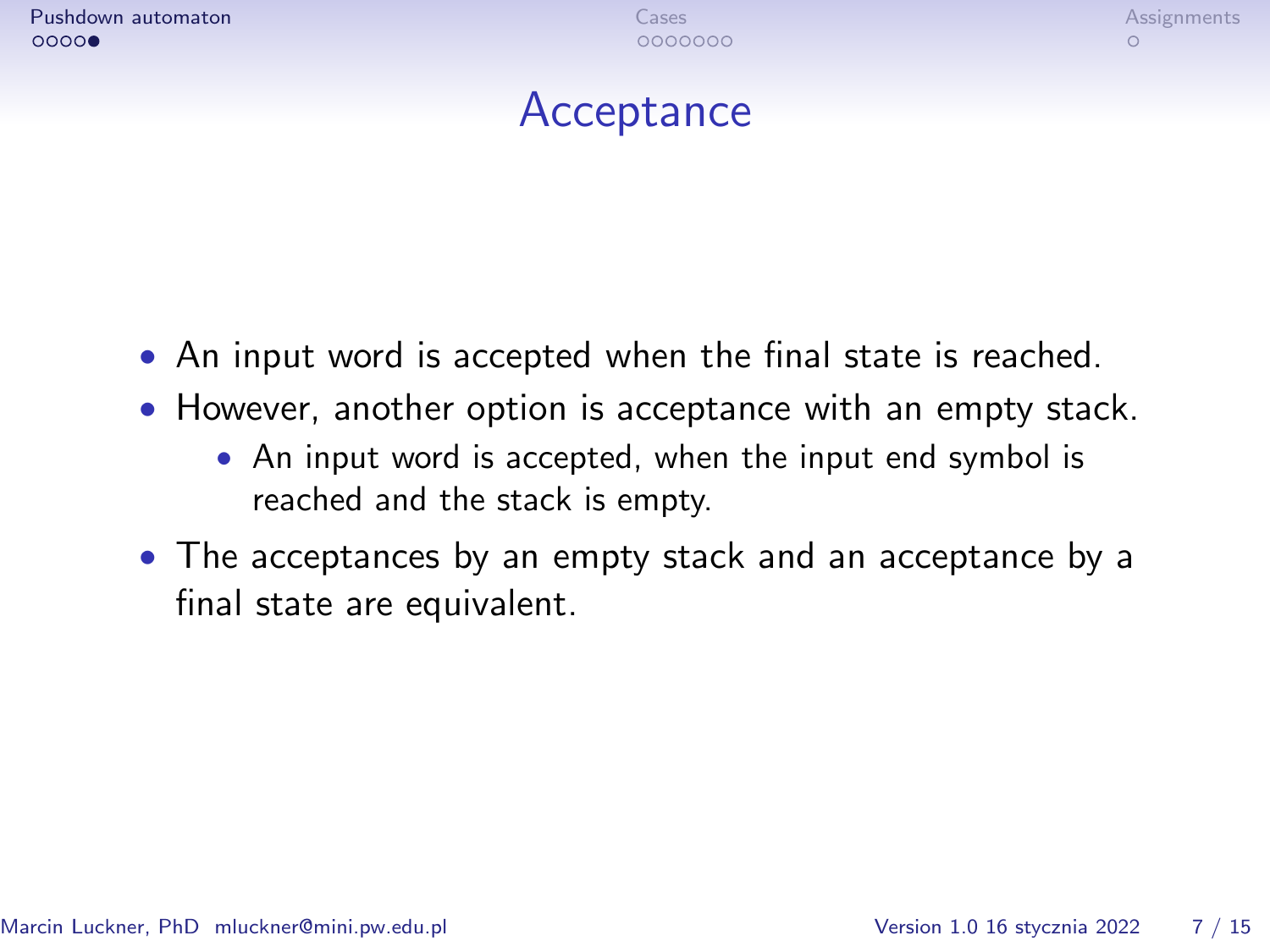# Acceptance

- An input word is accepted when the final state is reached.
- However, another option is acceptance with an empty stack.
  - An input word is accepted, when the input end symbol is reached and the stack is empty.
- The acceptances by an empty stack and an acceptance by a final state are equivalent.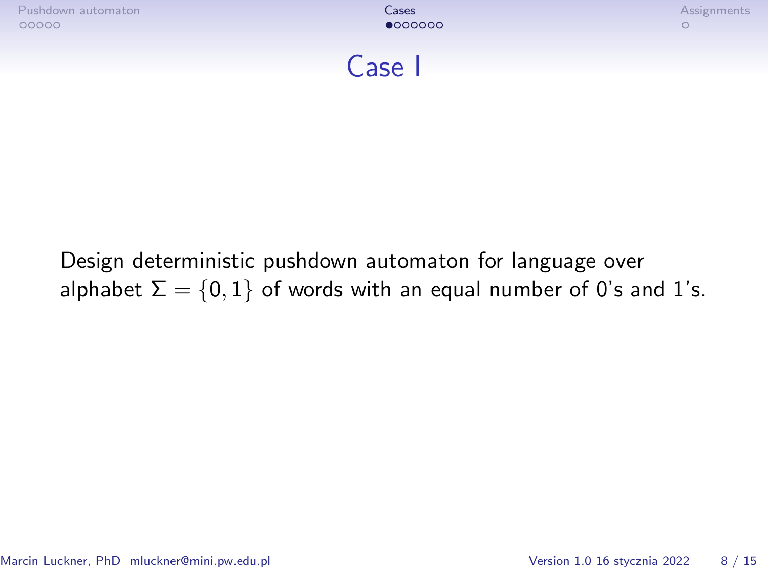# Case I

Design deterministic pushdown automaton for language over alphabet $\Sigma = \{0, 1\}$ of words with an equal number of 0's and 1's.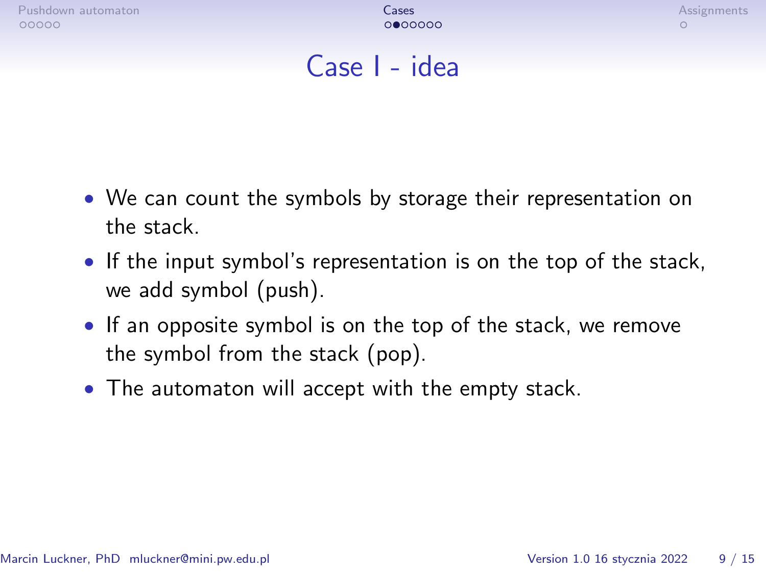# Case I - idea

- We can count the symbols by storage their representation on the stack.
- If the input symbol's representation is on the top of the stack, we add symbol (push).
- If an opposite symbol is on the top of the stack, we remove the symbol from the stack (pop).
- The automaton will accept with the empty stack.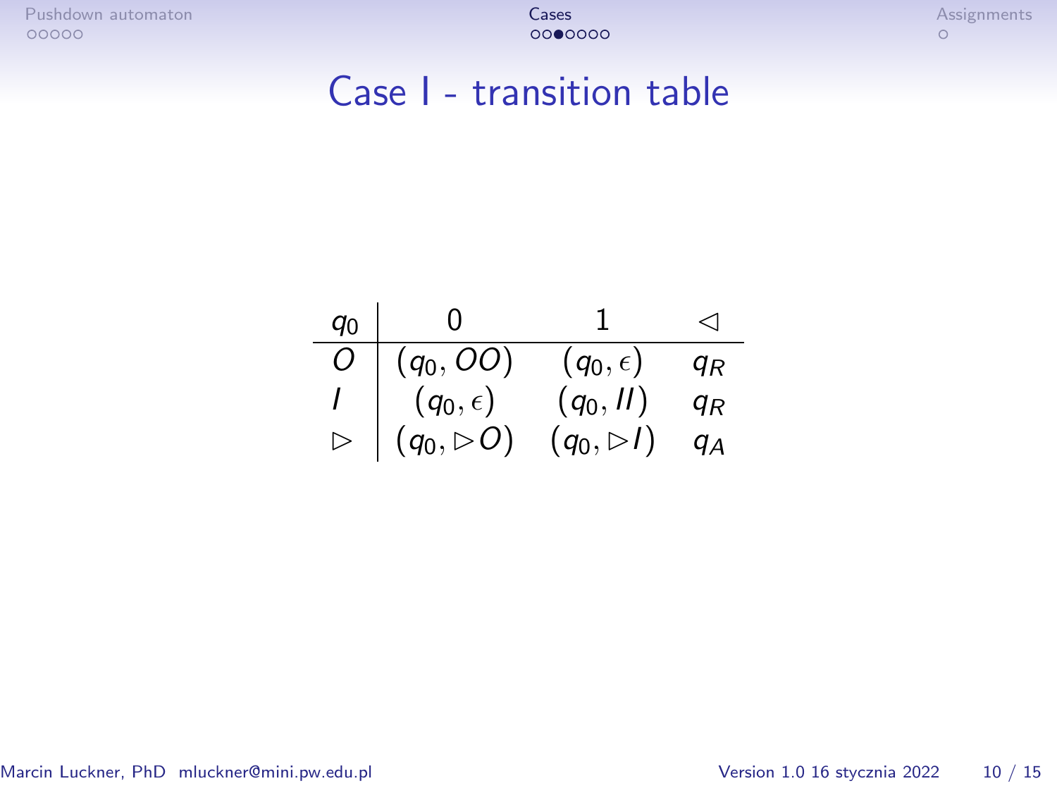# Case I - transition table

| $q_0$ | $0$ | $1$ | $\triangleleft$ |
|---|---|---|---|
| $O$ | $(q_0, OO)$ | $(q_0, \epsilon)$ | $q_R$ |
| $I$ | $(q_0, \epsilon)$ | $(q_0, II)$ | $q_R$ |
| $\triangleright$ | $(q_0, \triangleright O)$ | $(q_0, \triangleright I)$ | $q_A$ |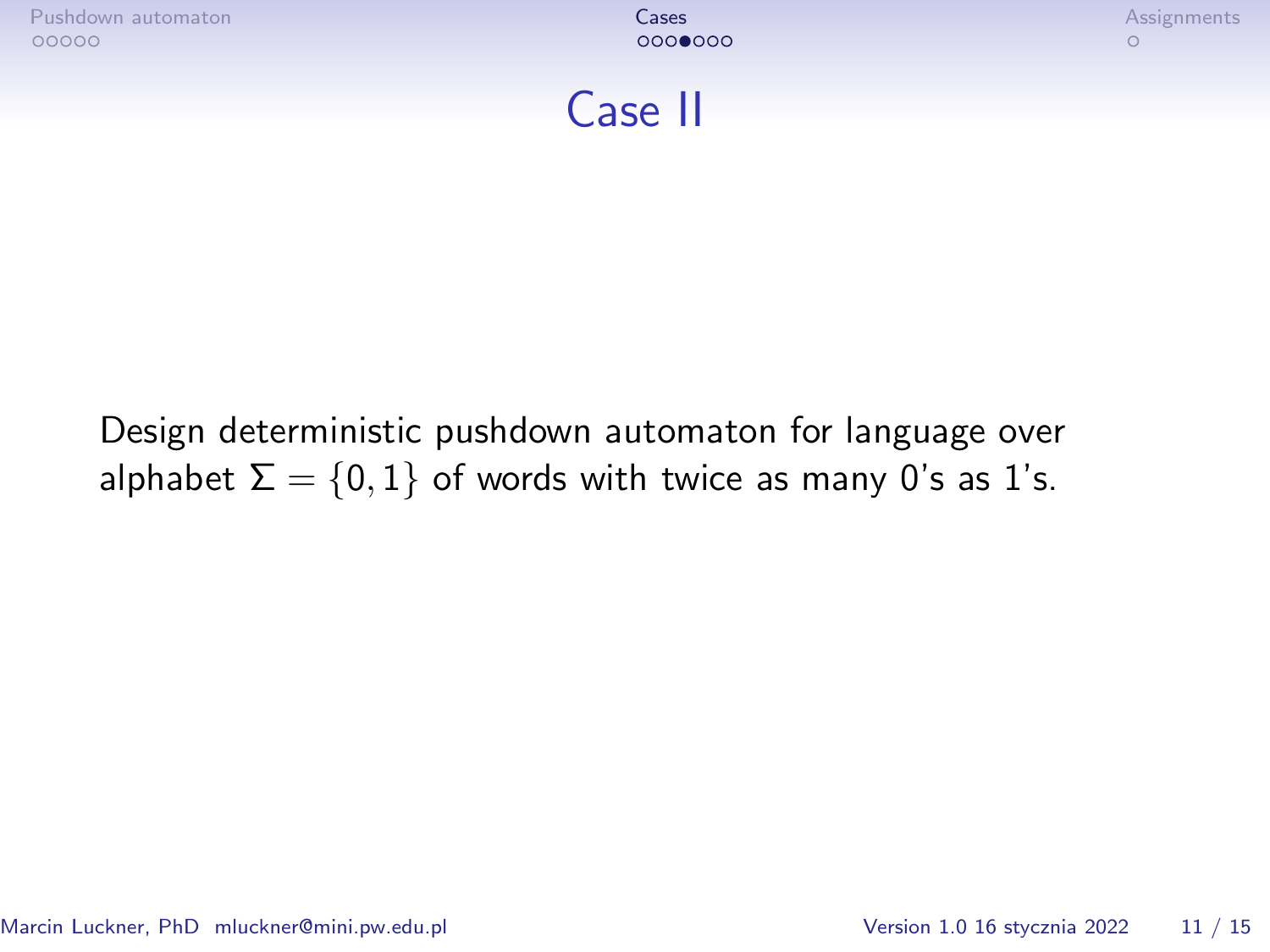# Case II

Design deterministic pushdown automaton for language over alphabet $\Sigma = \{0, 1\}$ of words with twice as many 0's as 1's.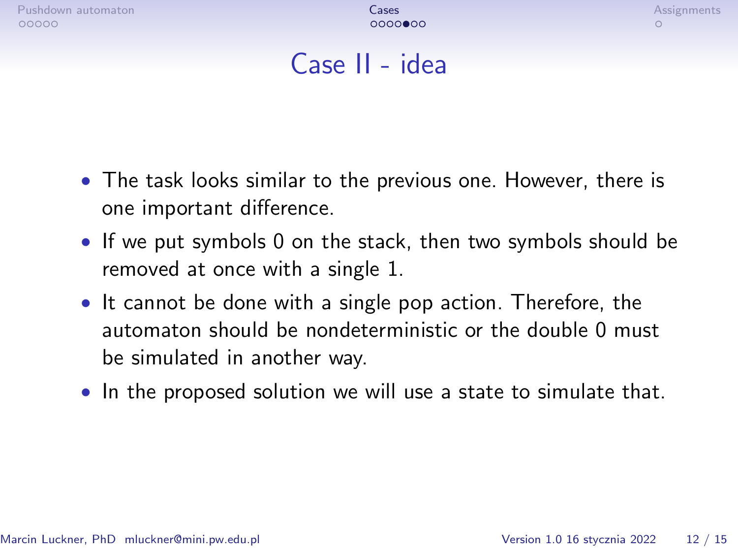# Case II - idea

- The task looks similar to the previous one. However, there is one important difference.
- If we put symbols 0 on the stack, then two symbols should be removed at once with a single 1.
- It cannot be done with a single pop action. Therefore, the automaton should be nondeterministic or the double 0 must be simulated in another way.
- In the proposed solution we will use a state to simulate that.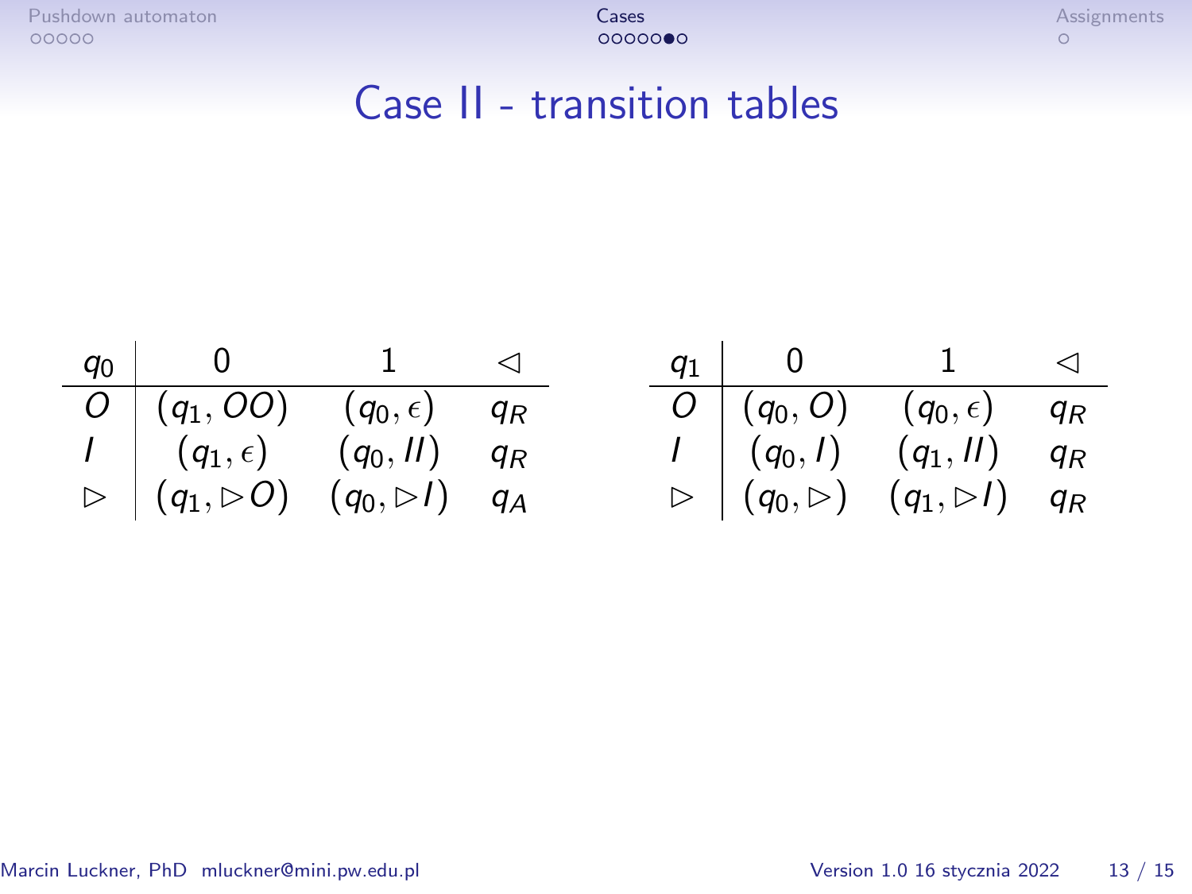# Case II - transition tables

| $q_0$ | 0 | 1 | $\lhd$ |
|---|---|---|---|
| $O$ | $(q_1, OO)$ | $(q_0, \epsilon)$ | $q_R$ |
| $I$ | $(q_1, \epsilon)$ | $(q_0, II)$ | $q_R$ |
| $\rhd$ | $(q_1, \rhd O)$ | $(q_0, \rhd I)$ | $q_A$ |

| $q_1$ | 0 | 1 | $\lhd$ |
|---|---|---|---|
| $O$ | $(q_0, O)$ | $(q_0, \epsilon)$ | $q_R$ |
| $I$ | $(q_0, I)$ | $(q_1, II)$ | $q_R$ |
| $\rhd$ | $(q_0, \rhd)$ | $(q_1, \rhd I)$ | $q_R$ |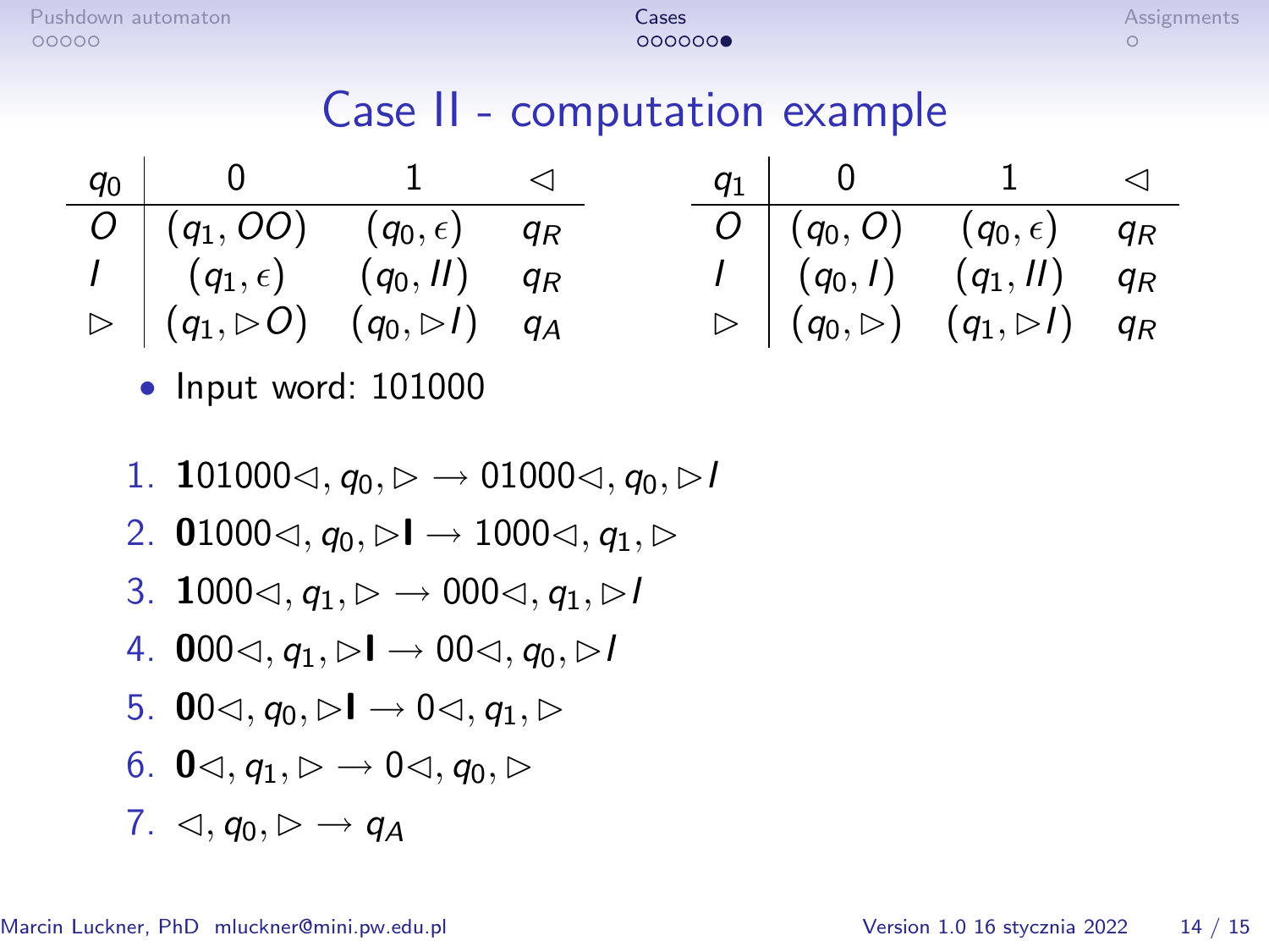# Case II - computation example

| $q_0$ | 0 | 1 | $\lhd$ |
|---|---|---|---|
| $O$ | $(q_1, OO)$ | $(q_0, \epsilon)$ | $q_R$ |
| $I$ | $(q_1, \epsilon)$ | $(q_0, II)$ | $q_R$ |
| $\rhd$ | $(q_1, \rhd O)$ | $(q_0, \rhd I)$ | $q_A$ |

| $q_1$ | 0 | 1 | $\lhd$ |
|---|---|---|---|
| $O$ | $(q_0, O)$ | $(q_0, \epsilon)$ | $q_R$ |
| $I$ | $(q_0, I)$ | $(q_1, II)$ | $q_R$ |
| $\rhd$ | $(q_0, \rhd)$ | $(q_1, \rhd I)$ | $q_R$ |

- Input word: 101000

1. $\mathbf{1}01000\lhd, q_0, \rhd \rightarrow 01000\lhd, q_0, \rhd I$
2. $\mathbf{0}1000\lhd, q_0, \rhd \mathbf{I} \rightarrow 1000\lhd, q_1, \rhd$
3. $\mathbf{1}000\lhd, q_1, \rhd \rightarrow 000\lhd, q_1, \rhd I$
4. $\mathbf{0}00\lhd, q_1, \rhd \mathbf{I} \rightarrow 00\lhd, q_0, \rhd I$
5. $\mathbf{0}0\lhd, q_0, \rhd \mathbf{I} \rightarrow 0\lhd, q_1, \rhd$
6. $\mathbf{0}\lhd, q_1, \rhd \rightarrow 0\lhd, q_0, \rhd$
7. $\lhd, q_0, \rhd \rightarrow q_A$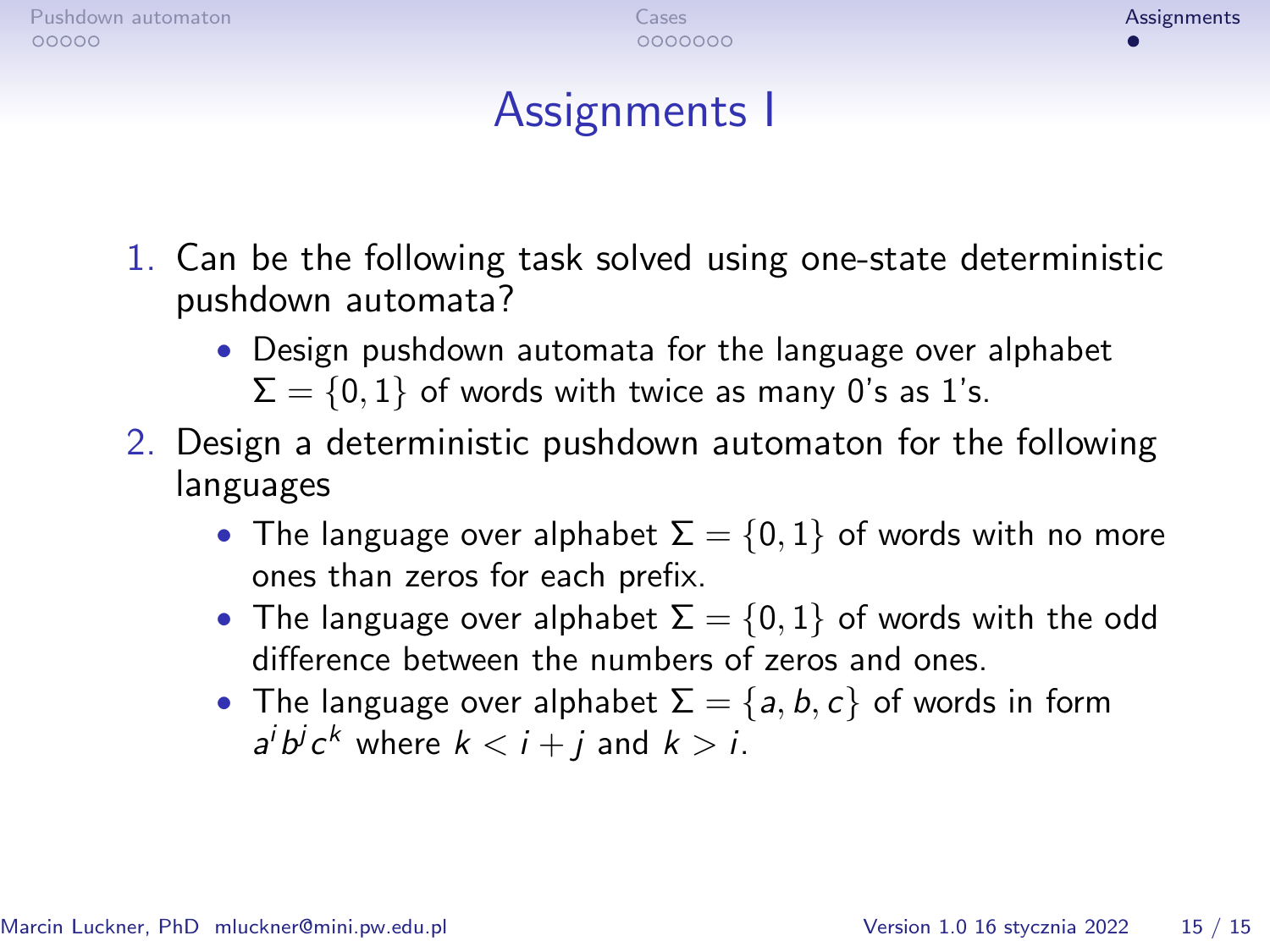# Assignments I

1. Can be the following task solved using one-state deterministic pushdown automata?
   - Design pushdown automata for the language over alphabet $\Sigma = \{0, 1\}$ of words with twice as many 0's as 1's.
2. Design a deterministic pushdown automaton for the following languages
   - The language over alphabet $\Sigma = \{0, 1\}$ of words with no more ones than zeros for each prefix.
   - The language over alphabet $\Sigma = \{0, 1\}$ of words with the odd difference between the numbers of zeros and ones.
   - The language over alphabet $\Sigma = \{a, b, c\}$ of words in form $a^i b^j c^k$ where $k < i + j$ and $k > i$.